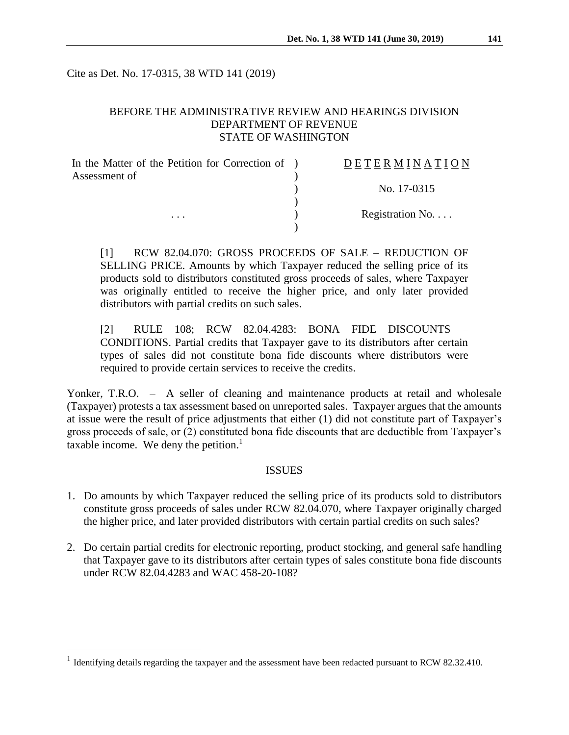Cite as Det. No. 17-0315, 38 WTD 141 (2019)

BEFORE THE ADMINISTRATIVE REVIEW AND HEARINGS DIVISION
DEPARTMENT OF REVENUE
STATE OF WASHINGTON

| In the Matter of the Petition for Correction of Assessment of | ) | D E T E R M I N A T I O N |
|---|---|---|
| | ) | No. 17-0315 |
| . . . | ) | Registration No. . . . |

[1] RCW 82.04.070: GROSS PROCEEDS OF SALE – REDUCTION OF SELLING PRICE. Amounts by which Taxpayer reduced the selling price of its products sold to distributors constituted gross proceeds of sales, where Taxpayer was originally entitled to receive the higher price, and only later provided distributors with partial credits on such sales.

[2] RULE 108; RCW 82.04.4283: BONA FIDE DISCOUNTS – CONDITIONS. Partial credits that Taxpayer gave to its distributors after certain types of sales did not constitute bona fide discounts where distributors were required to provide certain services to receive the credits.

Yonker, T.R.O. – A seller of cleaning and maintenance products at retail and wholesale (Taxpayer) protests a tax assessment based on unreported sales. Taxpayer argues that the amounts at issue were the result of price adjustments that either (1) did not constitute part of Taxpayer's gross proceeds of sale, or (2) constituted bona fide discounts that are deductible from Taxpayer's taxable income. We deny the petition.[1]

## ISSUES

1. Do amounts by which Taxpayer reduced the selling price of its products sold to distributors constitute gross proceeds of sales under RCW 82.04.070, where Taxpayer originally charged the higher price, and later provided distributors with certain partial credits on such sales?

2. Do certain partial credits for electronic reporting, product stocking, and general safe handling that Taxpayer gave to its distributors after certain types of sales constitute bona fide discounts under RCW 82.04.4283 and WAC 458-20-108?

[1] Identifying details regarding the taxpayer and the assessment have been redacted pursuant to RCW 82.32.410.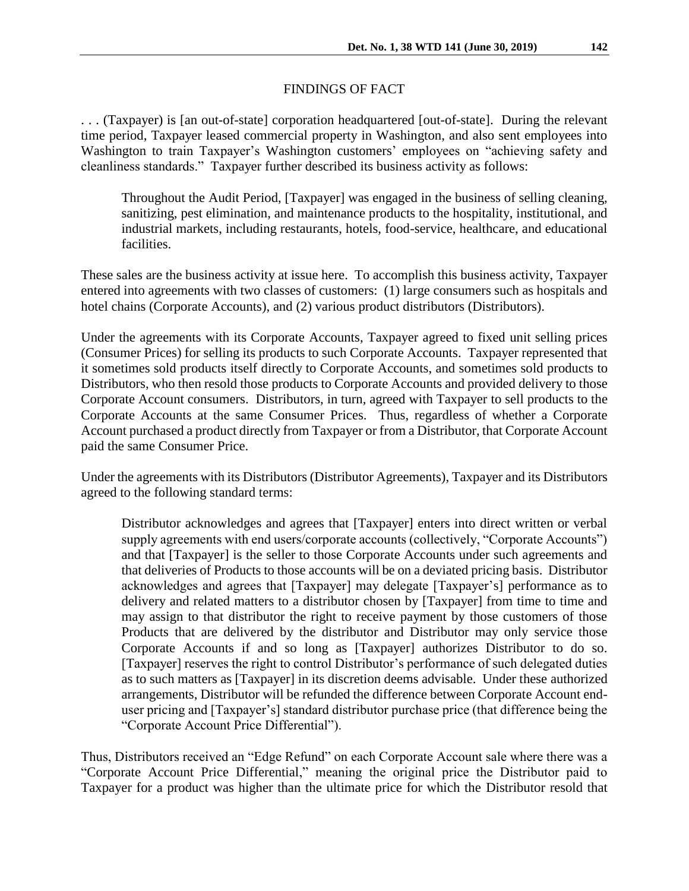## FINDINGS OF FACT

. . . (Taxpayer) is [an out-of-state] corporation headquartered [out-of-state]. During the relevant time period, Taxpayer leased commercial property in Washington, and also sent employees into Washington to train Taxpayer's Washington customers' employees on "achieving safety and cleanliness standards." Taxpayer further described its business activity as follows:

> Throughout the Audit Period, [Taxpayer] was engaged in the business of selling cleaning, sanitizing, pest elimination, and maintenance products to the hospitality, institutional, and industrial markets, including restaurants, hotels, food-service, healthcare, and educational facilities.

These sales are the business activity at issue here. To accomplish this business activity, Taxpayer entered into agreements with two classes of customers: (1) large consumers such as hospitals and hotel chains (Corporate Accounts), and (2) various product distributors (Distributors).

Under the agreements with its Corporate Accounts, Taxpayer agreed to fixed unit selling prices (Consumer Prices) for selling its products to such Corporate Accounts. Taxpayer represented that it sometimes sold products itself directly to Corporate Accounts, and sometimes sold products to Distributors, who then resold those products to Corporate Accounts and provided delivery to those Corporate Account consumers. Distributors, in turn, agreed with Taxpayer to sell products to the Corporate Accounts at the same Consumer Prices. Thus, regardless of whether a Corporate Account purchased a product directly from Taxpayer or from a Distributor, that Corporate Account paid the same Consumer Price.

Under the agreements with its Distributors (Distributor Agreements), Taxpayer and its Distributors agreed to the following standard terms:

> Distributor acknowledges and agrees that [Taxpayer] enters into direct written or verbal supply agreements with end users/corporate accounts (collectively, "Corporate Accounts") and that [Taxpayer] is the seller to those Corporate Accounts under such agreements and that deliveries of Products to those accounts will be on a deviated pricing basis. Distributor acknowledges and agrees that [Taxpayer] may delegate [Taxpayer's] performance as to delivery and related matters to a distributor chosen by [Taxpayer] from time to time and may assign to that distributor the right to receive payment by those customers of those Products that are delivered by the distributor and Distributor may only service those Corporate Accounts if and so long as [Taxpayer] authorizes Distributor to do so. [Taxpayer] reserves the right to control Distributor's performance of such delegated duties as to such matters as [Taxpayer] in its discretion deems advisable. Under these authorized arrangements, Distributor will be refunded the difference between Corporate Account end-user pricing and [Taxpayer's] standard distributor purchase price (that difference being the "Corporate Account Price Differential").

Thus, Distributors received an "Edge Refund" on each Corporate Account sale where there was a "Corporate Account Price Differential," meaning the original price the Distributor paid to Taxpayer for a product was higher than the ultimate price for which the Distributor resold that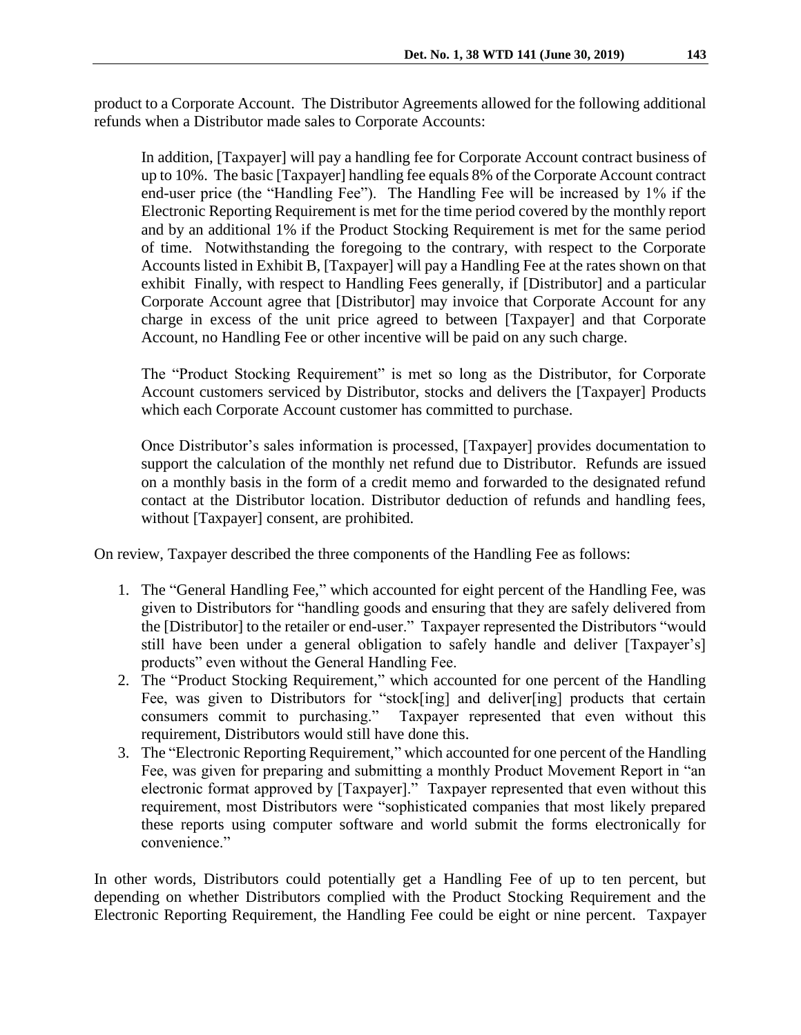product to a Corporate Account. The Distributor Agreements allowed for the following additional refunds when a Distributor made sales to Corporate Accounts:

> In addition, [Taxpayer] will pay a handling fee for Corporate Account contract business of up to 10%. The basic [Taxpayer] handling fee equals 8% of the Corporate Account contract end-user price (the "Handling Fee"). The Handling Fee will be increased by 1% if the Electronic Reporting Requirement is met for the time period covered by the monthly report and by an additional 1% if the Product Stocking Requirement is met for the same period of time. Notwithstanding the foregoing to the contrary, with respect to the Corporate Accounts listed in Exhibit B, [Taxpayer] will pay a Handling Fee at the rates shown on that exhibit Finally, with respect to Handling Fees generally, if [Distributor] and a particular Corporate Account agree that [Distributor] may invoice that Corporate Account for any charge in excess of the unit price agreed to between [Taxpayer] and that Corporate Account, no Handling Fee or other incentive will be paid on any such charge.
>
> The "Product Stocking Requirement" is met so long as the Distributor, for Corporate Account customers serviced by Distributor, stocks and delivers the [Taxpayer] Products which each Corporate Account customer has committed to purchase.
>
> Once Distributor's sales information is processed, [Taxpayer] provides documentation to support the calculation of the monthly net refund due to Distributor. Refunds are issued on a monthly basis in the form of a credit memo and forwarded to the designated refund contact at the Distributor location. Distributor deduction of refunds and handling fees, without [Taxpayer] consent, are prohibited.

On review, Taxpayer described the three components of the Handling Fee as follows:

1. The "General Handling Fee," which accounted for eight percent of the Handling Fee, was given to Distributors for "handling goods and ensuring that they are safely delivered from the [Distributor] to the retailer or end-user." Taxpayer represented the Distributors "would still have been under a general obligation to safely handle and deliver [Taxpayer's] products" even without the General Handling Fee.
2. The "Product Stocking Requirement," which accounted for one percent of the Handling Fee, was given to Distributors for "stock[ing] and deliver[ing] products that certain consumers commit to purchasing." Taxpayer represented that even without this requirement, Distributors would still have done this.
3. The "Electronic Reporting Requirement," which accounted for one percent of the Handling Fee, was given for preparing and submitting a monthly Product Movement Report in "an electronic format approved by [Taxpayer]." Taxpayer represented that even without this requirement, most Distributors were "sophisticated companies that most likely prepared these reports using computer software and world submit the forms electronically for convenience."

In other words, Distributors could potentially get a Handling Fee of up to ten percent, but depending on whether Distributors complied with the Product Stocking Requirement and the Electronic Reporting Requirement, the Handling Fee could be eight or nine percent. Taxpayer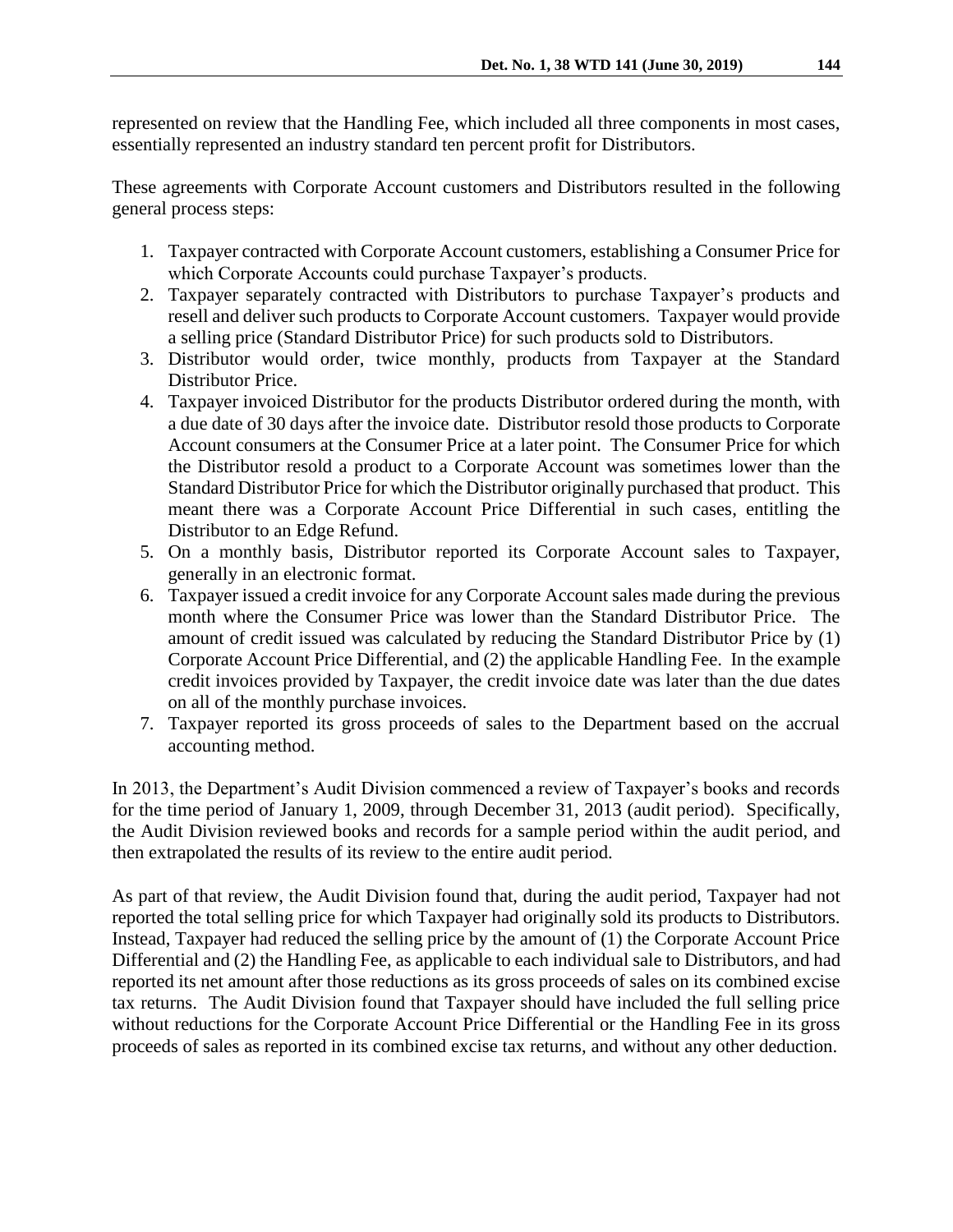represented on review that the Handling Fee, which included all three components in most cases, essentially represented an industry standard ten percent profit for Distributors.

These agreements with Corporate Account customers and Distributors resulted in the following general process steps:

1. Taxpayer contracted with Corporate Account customers, establishing a Consumer Price for which Corporate Accounts could purchase Taxpayer's products.
2. Taxpayer separately contracted with Distributors to purchase Taxpayer's products and resell and deliver such products to Corporate Account customers. Taxpayer would provide a selling price (Standard Distributor Price) for such products sold to Distributors.
3. Distributor would order, twice monthly, products from Taxpayer at the Standard Distributor Price.
4. Taxpayer invoiced Distributor for the products Distributor ordered during the month, with a due date of 30 days after the invoice date. Distributor resold those products to Corporate Account consumers at the Consumer Price at a later point. The Consumer Price for which the Distributor resold a product to a Corporate Account was sometimes lower than the Standard Distributor Price for which the Distributor originally purchased that product. This meant there was a Corporate Account Price Differential in such cases, entitling the Distributor to an Edge Refund.
5. On a monthly basis, Distributor reported its Corporate Account sales to Taxpayer, generally in an electronic format.
6. Taxpayer issued a credit invoice for any Corporate Account sales made during the previous month where the Consumer Price was lower than the Standard Distributor Price. The amount of credit issued was calculated by reducing the Standard Distributor Price by (1) Corporate Account Price Differential, and (2) the applicable Handling Fee. In the example credit invoices provided by Taxpayer, the credit invoice date was later than the due dates on all of the monthly purchase invoices.
7. Taxpayer reported its gross proceeds of sales to the Department based on the accrual accounting method.

In 2013, the Department's Audit Division commenced a review of Taxpayer's books and records for the time period of January 1, 2009, through December 31, 2013 (audit period). Specifically, the Audit Division reviewed books and records for a sample period within the audit period, and then extrapolated the results of its review to the entire audit period.

As part of that review, the Audit Division found that, during the audit period, Taxpayer had not reported the total selling price for which Taxpayer had originally sold its products to Distributors. Instead, Taxpayer had reduced the selling price by the amount of (1) the Corporate Account Price Differential and (2) the Handling Fee, as applicable to each individual sale to Distributors, and had reported its net amount after those reductions as its gross proceeds of sales on its combined excise tax returns. The Audit Division found that Taxpayer should have included the full selling price without reductions for the Corporate Account Price Differential or the Handling Fee in its gross proceeds of sales as reported in its combined excise tax returns, and without any other deduction.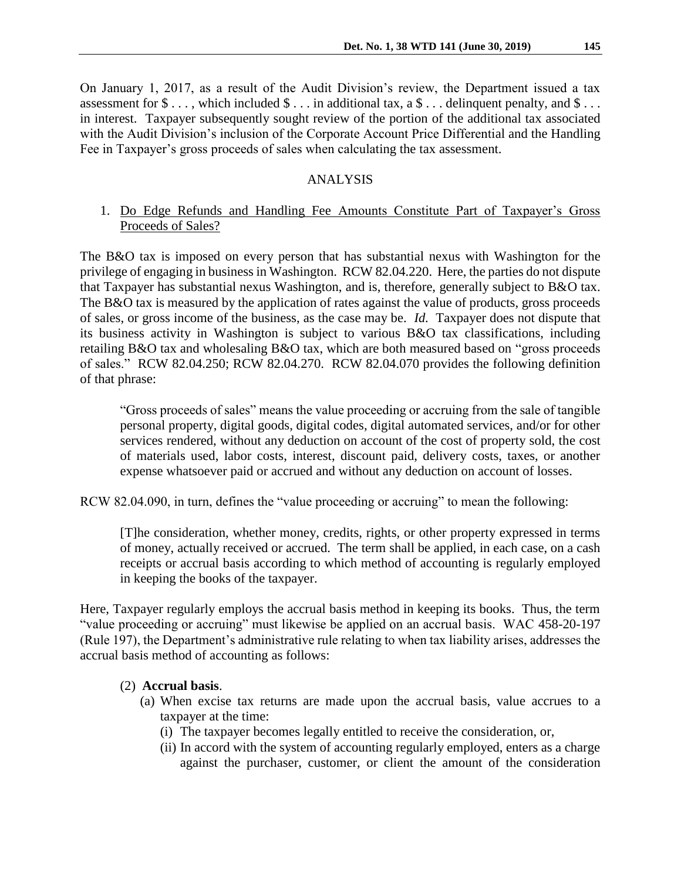On January 1, 2017, as a result of the Audit Division's review, the Department issued a tax assessment for $ . . . , which included $ . . . in additional tax, a $ . . . delinquent penalty, and $ . . . in interest. Taxpayer subsequently sought review of the portion of the additional tax associated with the Audit Division's inclusion of the Corporate Account Price Differential and the Handling Fee in Taxpayer's gross proceeds of sales when calculating the tax assessment.

## ANALYSIS

1. <u>Do Edge Refunds and Handling Fee Amounts Constitute Part of Taxpayer's Gross Proceeds of Sales?</u>

The B&O tax is imposed on every person that has substantial nexus with Washington for the privilege of engaging in business in Washington. RCW 82.04.220. Here, the parties do not dispute that Taxpayer has substantial nexus Washington, and is, therefore, generally subject to B&O tax. The B&O tax is measured by the application of rates against the value of products, gross proceeds of sales, or gross income of the business, as the case may be. *Id.* Taxpayer does not dispute that its business activity in Washington is subject to various B&O tax classifications, including retailing B&O tax and wholesaling B&O tax, which are both measured based on "gross proceeds of sales." RCW 82.04.250; RCW 82.04.270. RCW 82.04.070 provides the following definition of that phrase:

> "Gross proceeds of sales" means the value proceeding or accruing from the sale of tangible personal property, digital goods, digital codes, digital automated services, and/or for other services rendered, without any deduction on account of the cost of property sold, the cost of materials used, labor costs, interest, discount paid, delivery costs, taxes, or another expense whatsoever paid or accrued and without any deduction on account of losses.

RCW 82.04.090, in turn, defines the "value proceeding or accruing" to mean the following:

> [T]he consideration, whether money, credits, rights, or other property expressed in terms of money, actually received or accrued. The term shall be applied, in each case, on a cash receipts or accrual basis according to which method of accounting is regularly employed in keeping the books of the taxpayer.

Here, Taxpayer regularly employs the accrual basis method in keeping its books. Thus, the term "value proceeding or accruing" must likewise be applied on an accrual basis. WAC 458-20-197 (Rule 197), the Department's administrative rule relating to when tax liability arises, addresses the accrual basis method of accounting as follows:

> (2) **Accrual basis**.
> (a) When excise tax returns are made upon the accrual basis, value accrues to a taxpayer at the time:
> (i) The taxpayer becomes legally entitled to receive the consideration, or,
> (ii) In accord with the system of accounting regularly employed, enters as a charge against the purchaser, customer, or client the amount of the consideration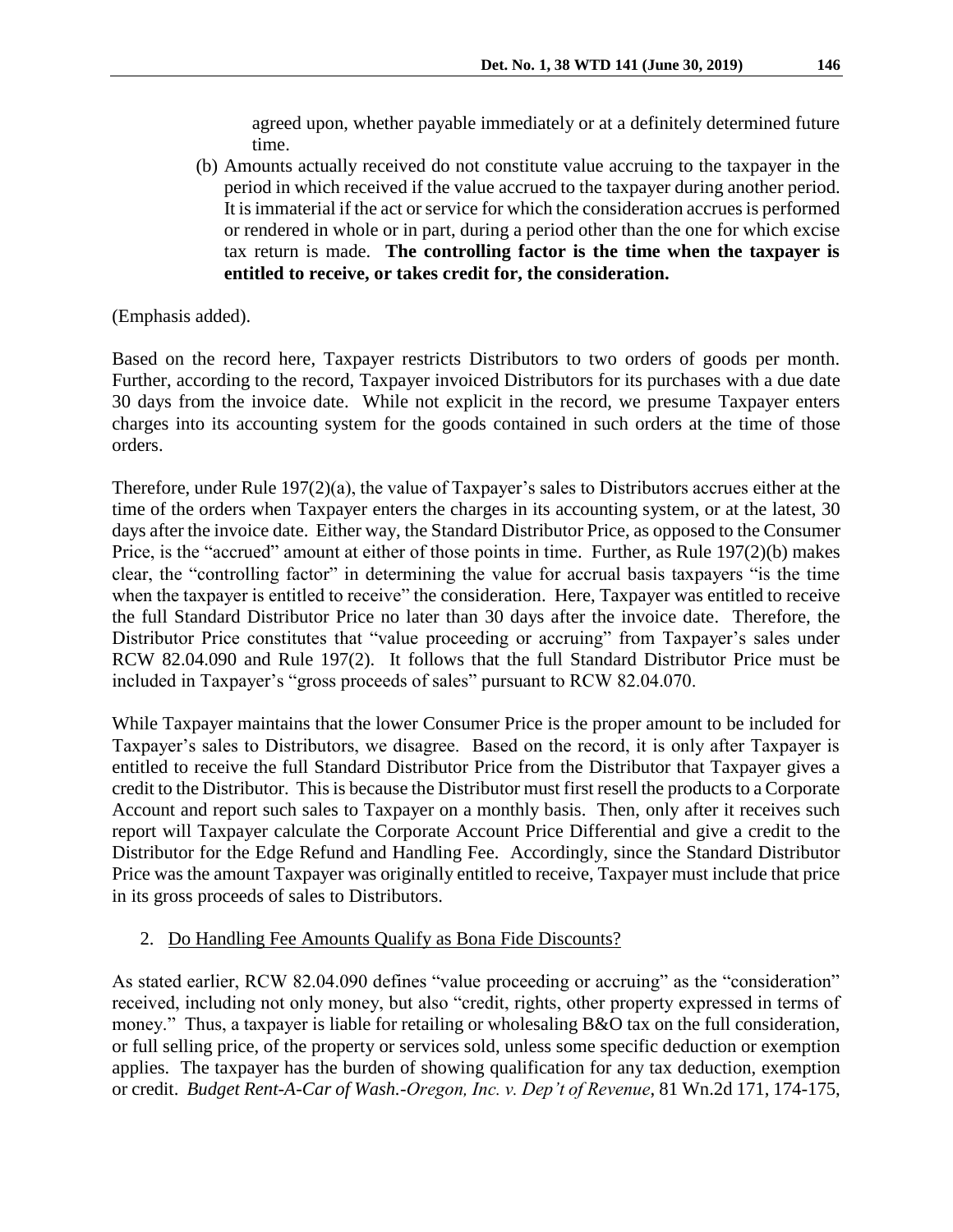agreed upon, whether payable immediately or at a definitely determined future time.

(b) Amounts actually received do not constitute value accruing to the taxpayer in the period in which received if the value accrued to the taxpayer during another period. It is immaterial if the act or service for which the consideration accrues is performed or rendered in whole or in part, during a period other than the one for which excise tax return is made. **The controlling factor is the time when the taxpayer is entitled to receive, or takes credit for, the consideration.**

(Emphasis added).

Based on the record here, Taxpayer restricts Distributors to two orders of goods per month. Further, according to the record, Taxpayer invoiced Distributors for its purchases with a due date 30 days from the invoice date. While not explicit in the record, we presume Taxpayer enters charges into its accounting system for the goods contained in such orders at the time of those orders.

Therefore, under Rule 197(2)(a), the value of Taxpayer's sales to Distributors accrues either at the time of the orders when Taxpayer enters the charges in its accounting system, or at the latest, 30 days after the invoice date. Either way, the Standard Distributor Price, as opposed to the Consumer Price, is the "accrued" amount at either of those points in time. Further, as Rule 197(2)(b) makes clear, the "controlling factor" in determining the value for accrual basis taxpayers "is the time when the taxpayer is entitled to receive" the consideration. Here, Taxpayer was entitled to receive the full Standard Distributor Price no later than 30 days after the invoice date. Therefore, the Distributor Price constitutes that "value proceeding or accruing" from Taxpayer's sales under RCW 82.04.090 and Rule 197(2). It follows that the full Standard Distributor Price must be included in Taxpayer's "gross proceeds of sales" pursuant to RCW 82.04.070.

While Taxpayer maintains that the lower Consumer Price is the proper amount to be included for Taxpayer's sales to Distributors, we disagree. Based on the record, it is only after Taxpayer is entitled to receive the full Standard Distributor Price from the Distributor that Taxpayer gives a credit to the Distributor. This is because the Distributor must first resell the products to a Corporate Account and report such sales to Taxpayer on a monthly basis. Then, only after it receives such report will Taxpayer calculate the Corporate Account Price Differential and give a credit to the Distributor for the Edge Refund and Handling Fee. Accordingly, since the Standard Distributor Price was the amount Taxpayer was originally entitled to receive, Taxpayer must include that price in its gross proceeds of sales to Distributors.

2. <u>Do Handling Fee Amounts Qualify as Bona Fide Discounts?</u>

As stated earlier, RCW 82.04.090 defines "value proceeding or accruing" as the "consideration" received, including not only money, but also "credit, rights, other property expressed in terms of money." Thus, a taxpayer is liable for retailing or wholesaling B&O tax on the full consideration, or full selling price, of the property or services sold, unless some specific deduction or exemption applies. The taxpayer has the burden of showing qualification for any tax deduction, exemption or credit. *Budget Rent-A-Car of Wash.-Oregon, Inc. v. Dep't of Revenue*, 81 Wn.2d 171, 174-175,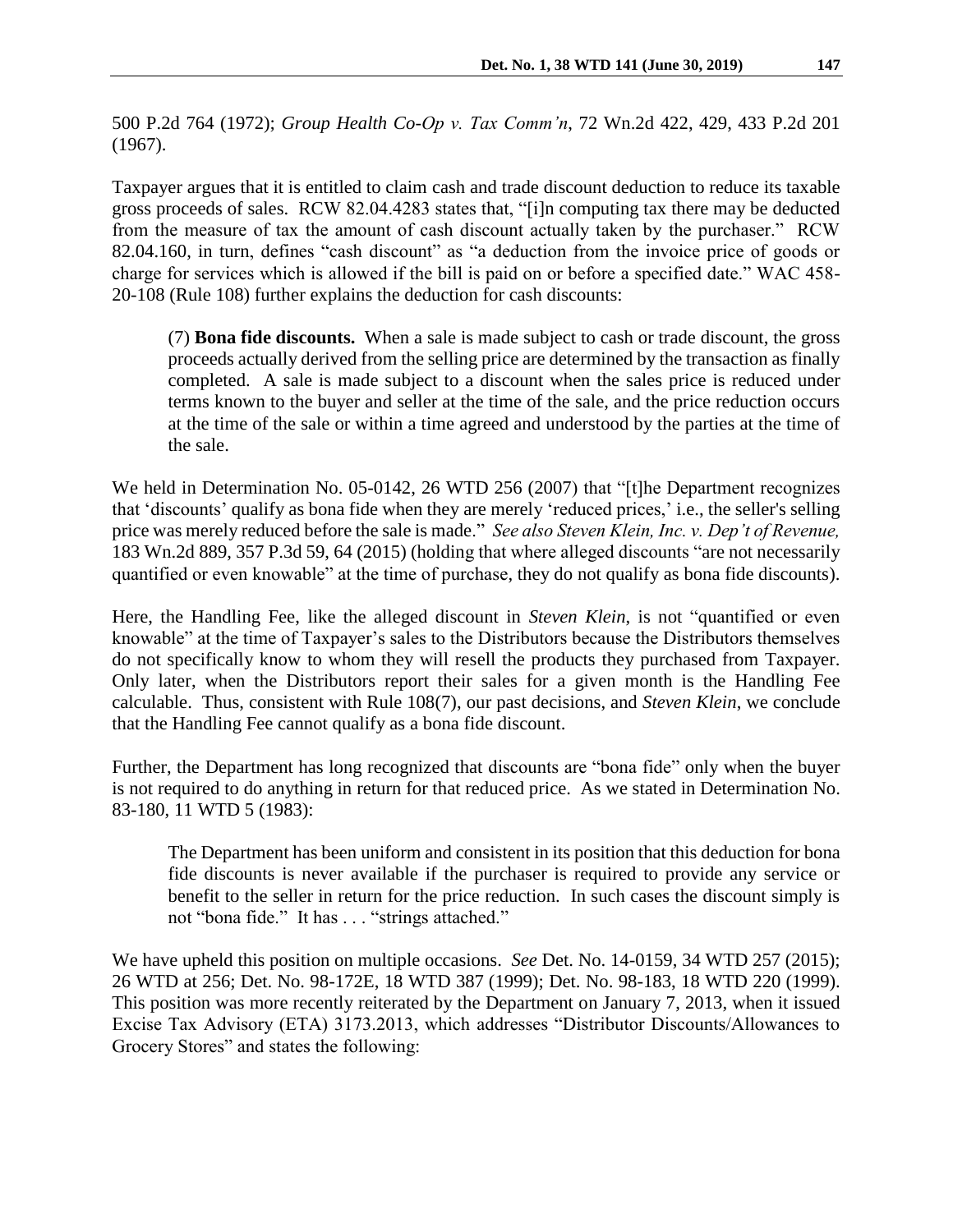500 P.2d 764 (1972); *Group Health Co-Op v. Tax Comm'n*, 72 Wn.2d 422, 429, 433 P.2d 201 (1967).

Taxpayer argues that it is entitled to claim cash and trade discount deduction to reduce its taxable gross proceeds of sales. RCW 82.04.4283 states that, "[i]n computing tax there may be deducted from the measure of tax the amount of cash discount actually taken by the purchaser." RCW 82.04.160, in turn, defines "cash discount" as "a deduction from the invoice price of goods or charge for services which is allowed if the bill is paid on or before a specified date." WAC 458-20-108 (Rule 108) further explains the deduction for cash discounts:

> (7) **Bona fide discounts.** When a sale is made subject to cash or trade discount, the gross proceeds actually derived from the selling price are determined by the transaction as finally completed. A sale is made subject to a discount when the sales price is reduced under terms known to the buyer and seller at the time of the sale, and the price reduction occurs at the time of the sale or within a time agreed and understood by the parties at the time of the sale.

We held in Determination No. 05-0142, 26 WTD 256 (2007) that "[t]he Department recognizes that 'discounts' qualify as bona fide when they are merely 'reduced prices,' i.e., the seller's selling price was merely reduced before the sale is made." *See also Steven Klein, Inc. v. Dep't of Revenue,* 183 Wn.2d 889, 357 P.3d 59, 64 (2015) (holding that where alleged discounts "are not necessarily quantified or even knowable" at the time of purchase, they do not qualify as bona fide discounts).

Here, the Handling Fee, like the alleged discount in *Steven Klein*, is not "quantified or even knowable" at the time of Taxpayer's sales to the Distributors because the Distributors themselves do not specifically know to whom they will resell the products they purchased from Taxpayer. Only later, when the Distributors report their sales for a given month is the Handling Fee calculable. Thus, consistent with Rule 108(7), our past decisions, and *Steven Klein*, we conclude that the Handling Fee cannot qualify as a bona fide discount.

Further, the Department has long recognized that discounts are "bona fide" only when the buyer is not required to do anything in return for that reduced price. As we stated in Determination No. 83-180, 11 WTD 5 (1983):

> The Department has been uniform and consistent in its position that this deduction for bona fide discounts is never available if the purchaser is required to provide any service or benefit to the seller in return for the price reduction. In such cases the discount simply is not "bona fide." It has . . . "strings attached."

We have upheld this position on multiple occasions. *See* Det. No. 14-0159, 34 WTD 257 (2015); 26 WTD at 256; Det. No. 98-172E, 18 WTD 387 (1999); Det. No. 98-183, 18 WTD 220 (1999). This position was more recently reiterated by the Department on January 7, 2013, when it issued Excise Tax Advisory (ETA) 3173.2013, which addresses "Distributor Discounts/Allowances to Grocery Stores" and states the following: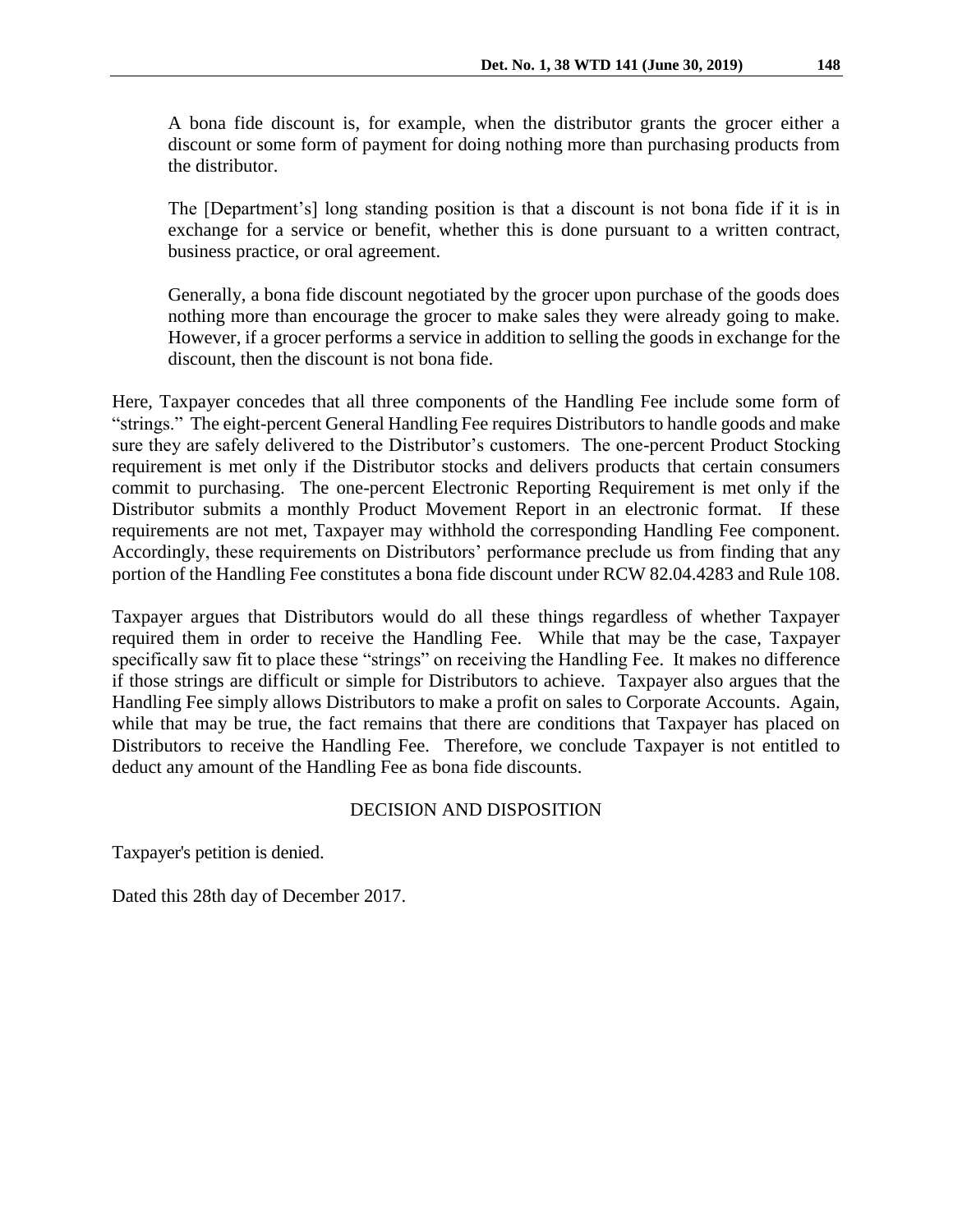> A bona fide discount is, for example, when the distributor grants the grocer either a discount or some form of payment for doing nothing more than purchasing products from the distributor.
>
> The [Department's] long standing position is that a discount is not bona fide if it is in exchange for a service or benefit, whether this is done pursuant to a written contract, business practice, or oral agreement.
>
> Generally, a bona fide discount negotiated by the grocer upon purchase of the goods does nothing more than encourage the grocer to make sales they were already going to make. However, if a grocer performs a service in addition to selling the goods in exchange for the discount, then the discount is not bona fide.

Here, Taxpayer concedes that all three components of the Handling Fee include some form of "strings." The eight-percent General Handling Fee requires Distributors to handle goods and make sure they are safely delivered to the Distributor's customers. The one-percent Product Stocking requirement is met only if the Distributor stocks and delivers products that certain consumers commit to purchasing. The one-percent Electronic Reporting Requirement is met only if the Distributor submits a monthly Product Movement Report in an electronic format. If these requirements are not met, Taxpayer may withhold the corresponding Handling Fee component. Accordingly, these requirements on Distributors' performance preclude us from finding that any portion of the Handling Fee constitutes a bona fide discount under RCW 82.04.4283 and Rule 108.

Taxpayer argues that Distributors would do all these things regardless of whether Taxpayer required them in order to receive the Handling Fee. While that may be the case, Taxpayer specifically saw fit to place these "strings" on receiving the Handling Fee. It makes no difference if those strings are difficult or simple for Distributors to achieve. Taxpayer also argues that the Handling Fee simply allows Distributors to make a profit on sales to Corporate Accounts. Again, while that may be true, the fact remains that there are conditions that Taxpayer has placed on Distributors to receive the Handling Fee. Therefore, we conclude Taxpayer is not entitled to deduct any amount of the Handling Fee as bona fide discounts.

## DECISION AND DISPOSITION

Taxpayer's petition is denied.

Dated this 28th day of December 2017.